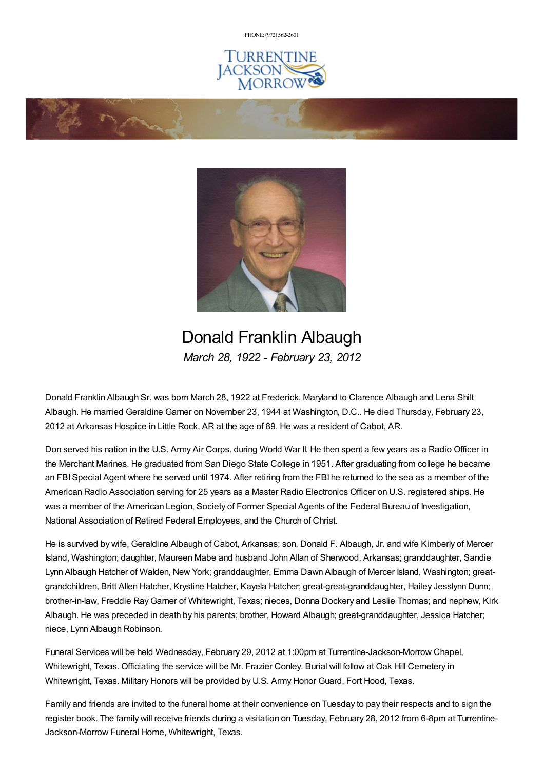PHONE: (972) 562-2601

# Donald Franklin Albaugh

*March 28, 1922 - February 23, 2012*

Donald Franklin Albaugh Sr. was born March 28, 1922 at Frederick, Maryland to Clarence Albaugh and Lena Shilt Albaugh. He married Geraldine Garner on November 23, 1944 at Washington, D.C.. He died Thursday, February 23, 2012 at Arkansas Hospice in Little Rock, AR at the age of 89. He was a resident of Cabot, AR.

Don served his nation in the U.S. Army Air Corps. during World War II. He then spent a few years as a Radio Officer in the Merchant Marines. He graduated from San Diego State College in 1951. After graduating from college he became an FBI Special Agent where he served until 1974. After retiring from the FBI he returned to the sea as a member of the American Radio Association serving for 25 years as a Master Radio Electronics Officer on U.S. registered ships. He was a member of the American Legion, Society of Former Special Agents of the Federal Bureau of Investigation, National Association of Retired Federal Employees, and the Church of Christ.

He is survived by wife, Geraldine Albaugh of Cabot, Arkansas; son, Donald F. Albaugh, Jr. and wife Kimberly of Mercer Island, Washington; daughter, Maureen Mabe and husband John Allan of Sherwood, Arkansas; granddaughter, Sandie Lynn Albaugh Hatcher of Walden, New York; granddaughter, Emma Dawn Albaugh of Mercer Island, Washington; great-grandchildren, Britt Allen Hatcher, Krystine Hatcher, Kayela Hatcher; great-great-granddaughter, Hailey Jesslynn Dunn; brother-in-law, Freddie Ray Garner of Whitewright, Texas; nieces, Donna Dockery and Leslie Thomas; and nephew, Kirk Albaugh. He was preceded in death by his parents; brother, Howard Albaugh; great-granddaughter, Jessica Hatcher; niece, Lynn Albaugh Robinson.

Funeral Services will be held Wednesday, February 29, 2012 at 1:00pm at Turrentine-Jackson-Morrow Chapel, Whitewright, Texas. Officiating the service will be Mr. Frazier Conley. Burial will follow at Oak Hill Cemetery in Whitewright, Texas. Military Honors will be provided by U.S. Army Honor Guard, Fort Hood, Texas.

Family and friends are invited to the funeral home at their convenience on Tuesday to pay their respects and to sign the register book. The family will receive friends during a visitation on Tuesday, February 28, 2012 from 6-8pm at Turrentine-Jackson-Morrow Funeral Home, Whitewright, Texas.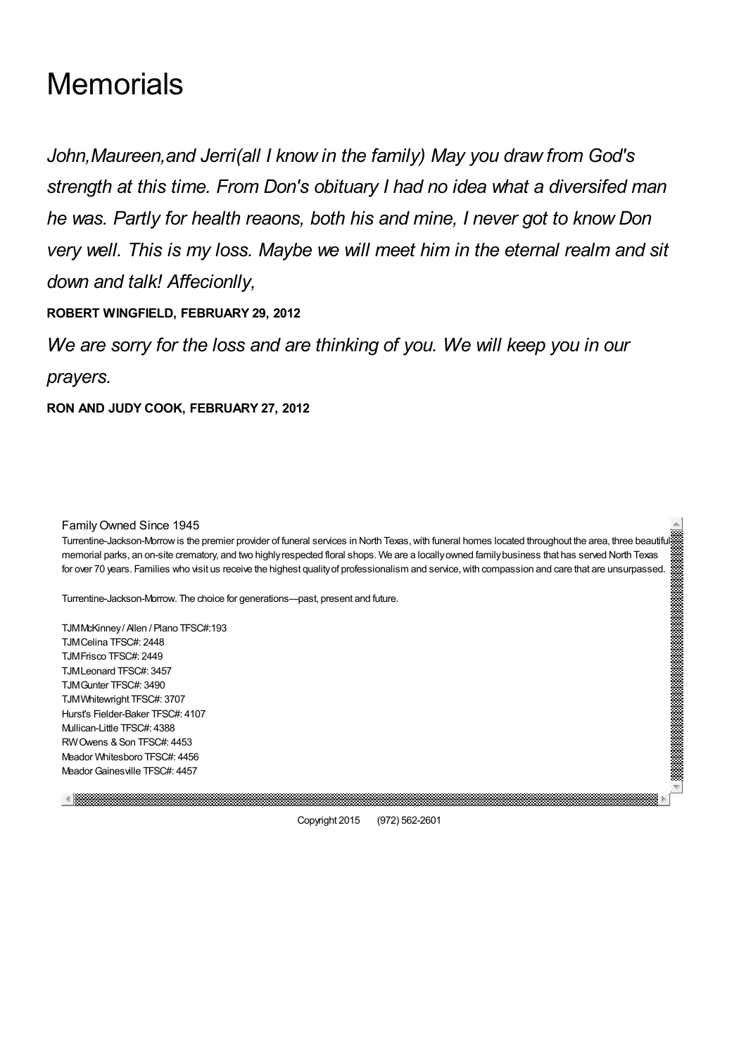# Memorials

*John,Maureen,and Jerri(all I know in the family) May you draw from God's strength at this time. From Don's obituary I had no idea what a diversifed man he was. Partly for health reaons, both his and mine, I never got to know Don very well. This is my loss. Maybe we will meet him in the eternal realm and sit down and talk! Affecionlly,*

**ROBERT WINGFIELD, FEBRUARY 29, 2012**

*We are sorry for the loss and are thinking of you. We will keep you in our prayers.*

**RON AND JUDY COOK, FEBRUARY 27, 2012**

Family Owned Since 1945

Turrentine-Jackson-Morrow is the premier provider of funeral services in North Texas, with funeral homes located throughout the area, three beautiful memorial parks, an on-site crematory, and two highly respected floral shops. We are a locally owned family business that has served North Texas for over 70 years. Families who visit us receive the highest quality of professionalism and service, with compassion and care that are unsurpassed.

Turrentine-Jackson-Morrow. The choice for generations—past, present and future.

TJM McKinney / Allen / Plano TFSC#:193
TJM Celina TFSC#: 2448
TJM Frisco TFSC#: 2449
TJM Leonard TFSC#: 3457
TJM Gunter TFSC#: 3490
TJM Whitewright TFSC#: 3707
Hurst's Fielder-Baker TFSC#: 4107
Mullican-Little TFSC#: 4388
RW Owens & Son TFSC#: 4453
Meador Whitesboro TFSC#: 4456
Meador Gainesville TFSC#: 4457

Copyright 2015 (972) 562-2601